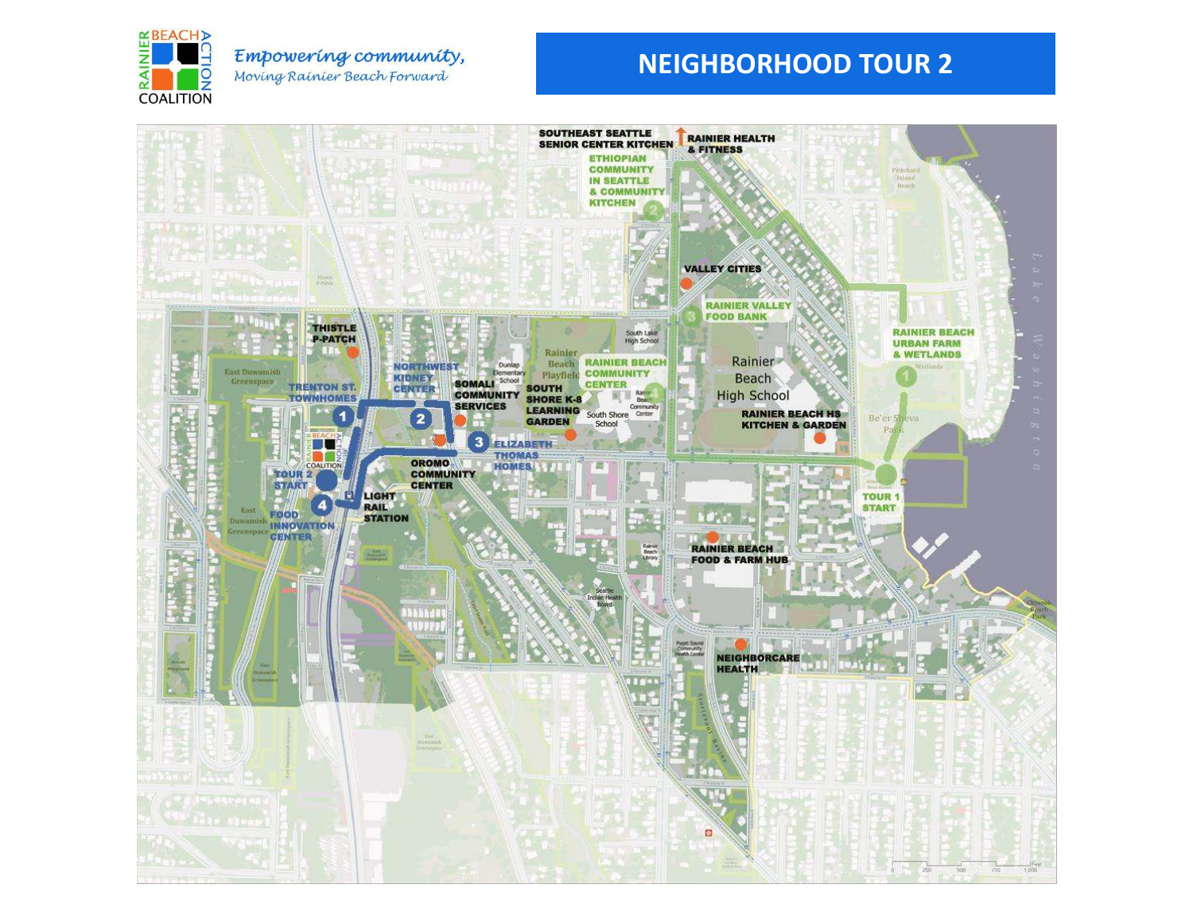RAINIER BEACH ACTION COALITION

*Empowering community,*
*Moving Rainier Beach Forward*

# NEIGHBORHOOD TOUR 2

SOUTHEAST SEATTLE SENIOR CENTER KITCHEN

RAINIER HEALTH & FITNESS

ETHIOPIAN COMMUNITY IN SEATTLE & COMMUNITY KITCHEN

VALLEY CITIES

RAINIER VALLEY FOOD BANK

RAINIER BEACH URBAN FARM & WETLANDS

THISTLE P-PATCH

NORTHWEST KIDNEY CENTER

TRENTON ST. TOWNHOMES

SOMALI COMMUNITY SERVICES

SOUTH SHORE K-8 LEARNING GARDEN

RAINIER BEACH COMMUNITY CENTER

Rainier Beach High School

RAINIER BEACH HS KITCHEN & GARDEN

ELIZABETH THOMAS HOMES

OROMO COMMUNITY CENTER

TOUR 2 START

FOOD INNOVATION CENTER

LIGHT RAIL STATION

TOUR 1 START

RAINIER BEACH FOOD & FARM HUB

NEIGHBORCARE HEALTH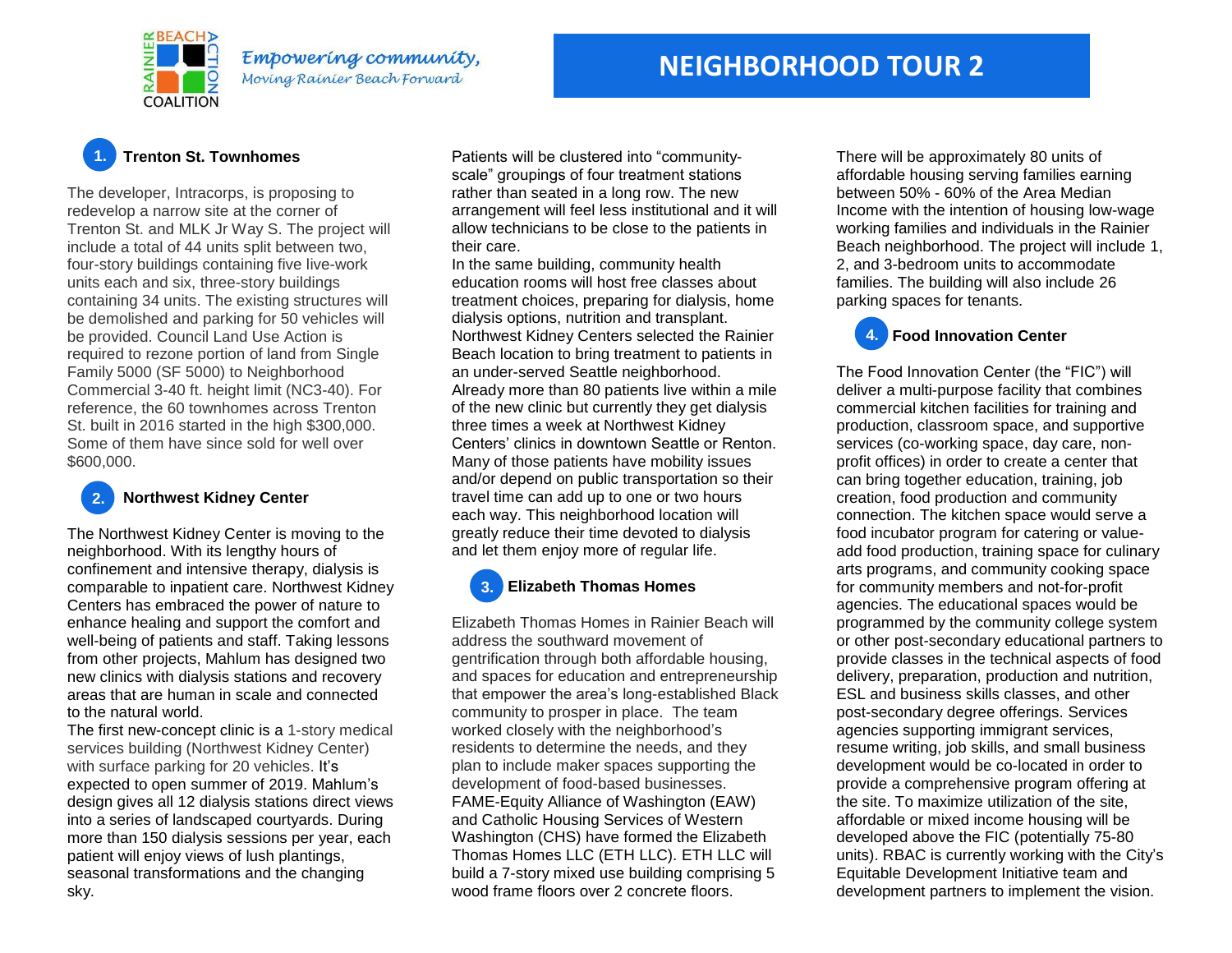RAINIER BEACH ACTION COALITION

*Empowering community, Moving Rainier Beach Forward*

# NEIGHBORHOOD TOUR 2

## 1. Trenton St. Townhomes

The developer, Intracorps, is proposing to redevelop a narrow site at the corner of Trenton St. and MLK Jr Way S. The project will include a total of 44 units split between two, four-story buildings containing five live-work units each and six, three-story buildings containing 34 units. The existing structures will be demolished and parking for 50 vehicles will be provided. Council Land Use Action is required to rezone portion of land from Single Family 5000 (SF 5000) to Neighborhood Commercial 3-40 ft. height limit (NC3-40). For reference, the 60 townhomes across Trenton St. built in 2016 started in the high $300,000. Some of them have since sold for well over $600,000.

## 2. Northwest Kidney Center

The Northwest Kidney Center is moving to the neighborhood. With its lengthy hours of confinement and intensive therapy, dialysis is comparable to inpatient care. Northwest Kidney Centers has embraced the power of nature to enhance healing and support the comfort and well-being of patients and staff. Taking lessons from other projects, Mahlum has designed two new clinics with dialysis stations and recovery areas that are human in scale and connected to the natural world.

The first new-concept clinic is a 1-story medical services building (Northwest Kidney Center) with surface parking for 20 vehicles. It's expected to open summer of 2019. Mahlum's design gives all 12 dialysis stations direct views into a series of landscaped courtyards. During more than 150 dialysis sessions per year, each patient will enjoy views of lush plantings, seasonal transformations and the changing sky.

Patients will be clustered into "community-scale" groupings of four treatment stations rather than seated in a long row. The new arrangement will feel less institutional and it will allow technicians to be close to the patients in their care.

In the same building, community health education rooms will host free classes about treatment choices, preparing for dialysis, home dialysis options, nutrition and transplant.

Northwest Kidney Centers selected the Rainier Beach location to bring treatment to patients in an under-served Seattle neighborhood.

Already more than 80 patients live within a mile of the new clinic but currently they get dialysis three times a week at Northwest Kidney Centers' clinics in downtown Seattle or Renton. Many of those patients have mobility issues and/or depend on public transportation so their travel time can add up to one or two hours each way. This neighborhood location will greatly reduce their time devoted to dialysis and let them enjoy more of regular life.

## 3. Elizabeth Thomas Homes

Elizabeth Thomas Homes in Rainier Beach will address the southward movement of gentrification through both affordable housing, and spaces for education and entrepreneurship that empower the area's long-established Black community to prosper in place. The team worked closely with the neighborhood's residents to determine the needs, and they plan to include maker spaces supporting the development of food-based businesses.

FAME-Equity Alliance of Washington (EAW) and Catholic Housing Services of Western Washington (CHS) have formed the Elizabeth Thomas Homes LLC (ETH LLC). ETH LLC will build a 7-story mixed use building comprising 5 wood frame floors over 2 concrete floors.

There will be approximately 80 units of affordable housing serving families earning between 50% - 60% of the Area Median Income with the intention of housing low-wage working families and individuals in the Rainier Beach neighborhood. The project will include 1, 2, and 3-bedroom units to accommodate families. The building will also include 26 parking spaces for tenants.

## 4. Food Innovation Center

The Food Innovation Center (the "FIC") will deliver a multi-purpose facility that combines commercial kitchen facilities for training and production, classroom space, and supportive services (co-working space, day care, non-profit offices) in order to create a center that can bring together education, training, job creation, food production and community connection. The kitchen space would serve a food incubator program for catering or value-add food production, training space for culinary arts programs, and community cooking space for community members and not-for-profit agencies. The educational spaces would be programmed by the community college system or other post-secondary educational partners to provide classes in the technical aspects of food delivery, preparation, production and nutrition, ESL and business skills classes, and other post-secondary degree offerings. Services agencies supporting immigrant services, resume writing, job skills, and small business development would be co-located in order to provide a comprehensive program offering at the site. To maximize utilization of the site, affordable or mixed income housing will be developed above the FIC (potentially 75-80 units). RBAC is currently working with the City's Equitable Development Initiative team and development partners to implement the vision.